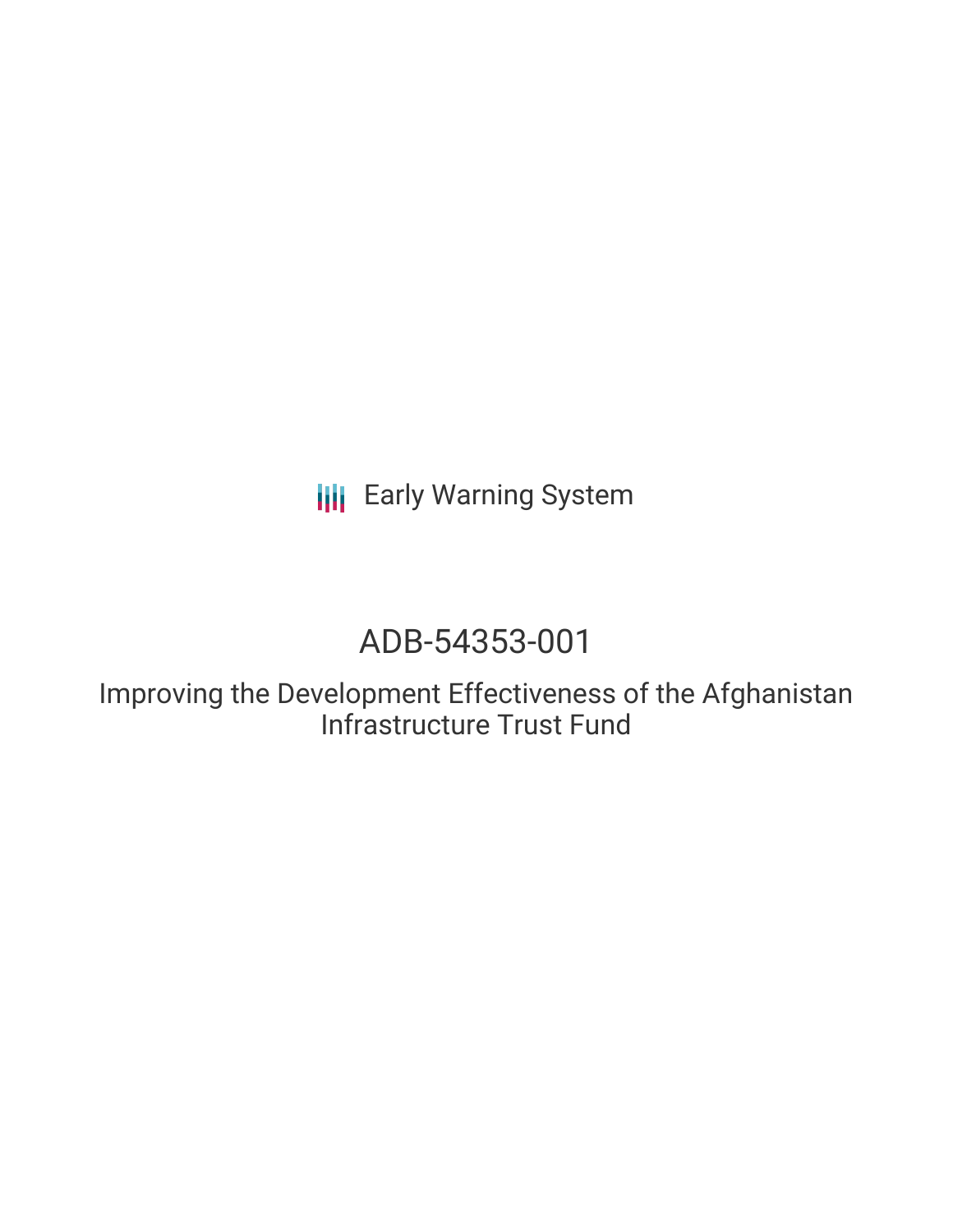Early Warning System

# ADB-54353-001

## Improving the Development Effectiveness of the Afghanistan Infrastructure Trust Fund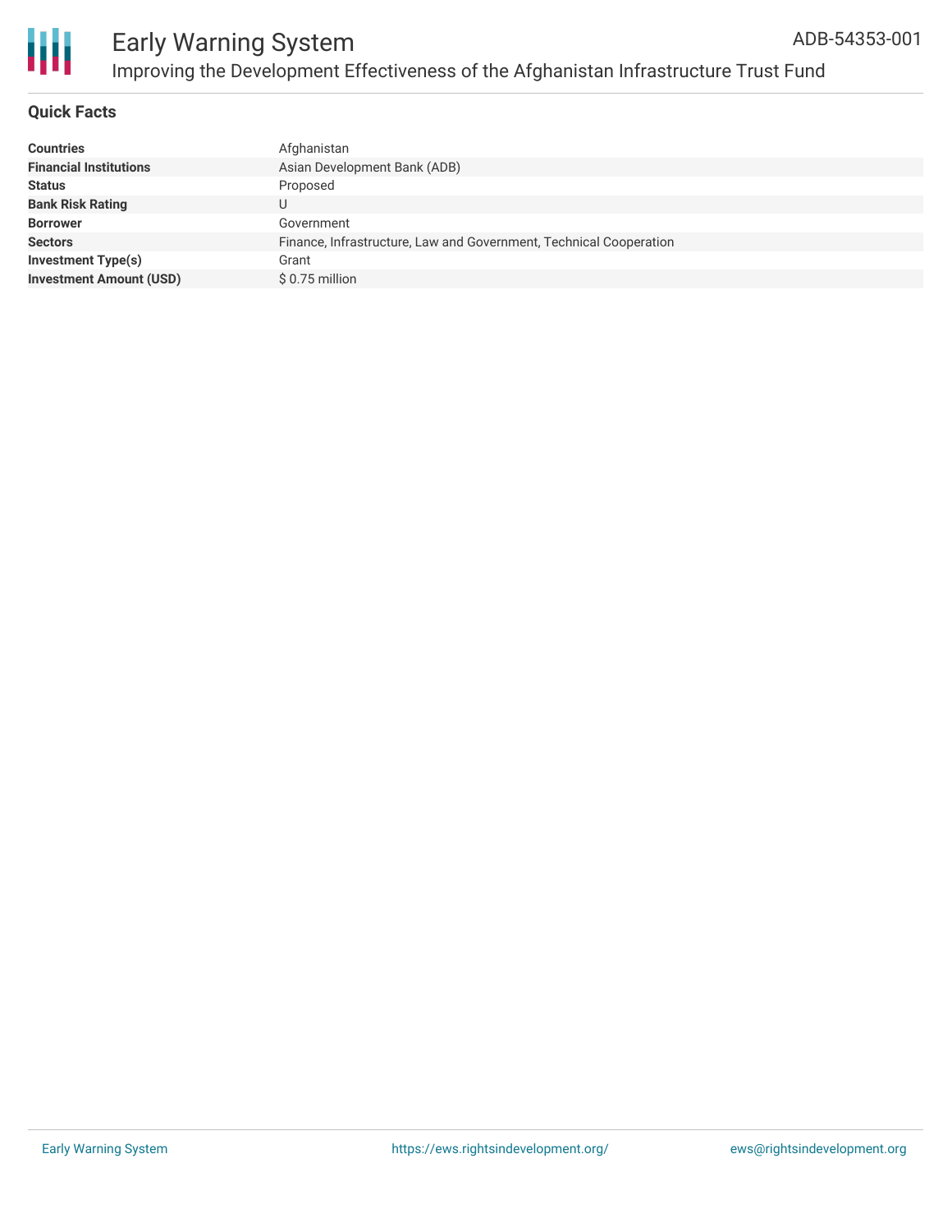# Early Warning System

ADB-54353-001

## Improving the Development Effectiveness of the Afghanistan Infrastructure Trust Fund

### Quick Facts

| | |
|---|---|
| **Countries** | Afghanistan |
| **Financial Institutions** | Asian Development Bank (ADB) |
| **Status** | Proposed |
| **Bank Risk Rating** | U |
| **Borrower** | Government |
| **Sectors** | Finance, Infrastructure, Law and Government, Technical Cooperation |
| **Investment Type(s)** | Grant |
| **Investment Amount (USD)** | $ 0.75 million |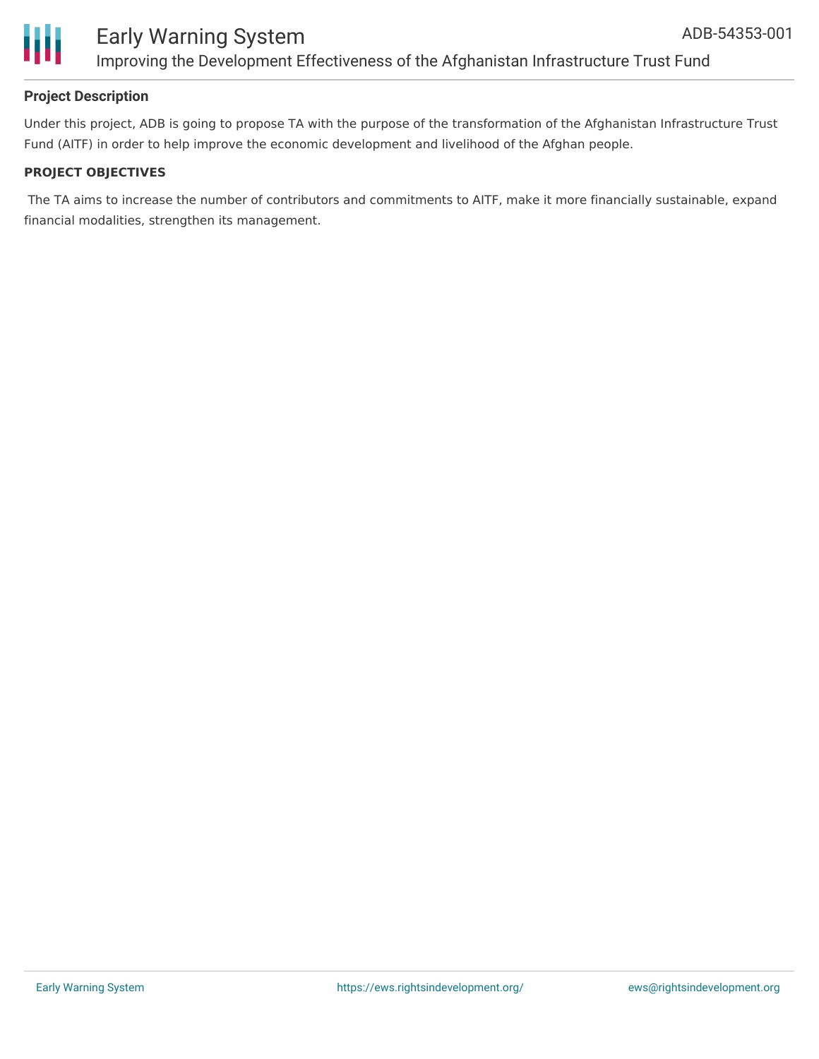## Project Description

Under this project, ADB is going to propose TA with the purpose of the transformation of the Afghanistan Infrastructure Trust Fund (AITF) in order to help improve the economic development and livelihood of the Afghan people.

### PROJECT OBJECTIVES

The TA aims to increase the number of contributors and commitments to AITF, make it more financially sustainable, expand financial modalities, strengthen its management.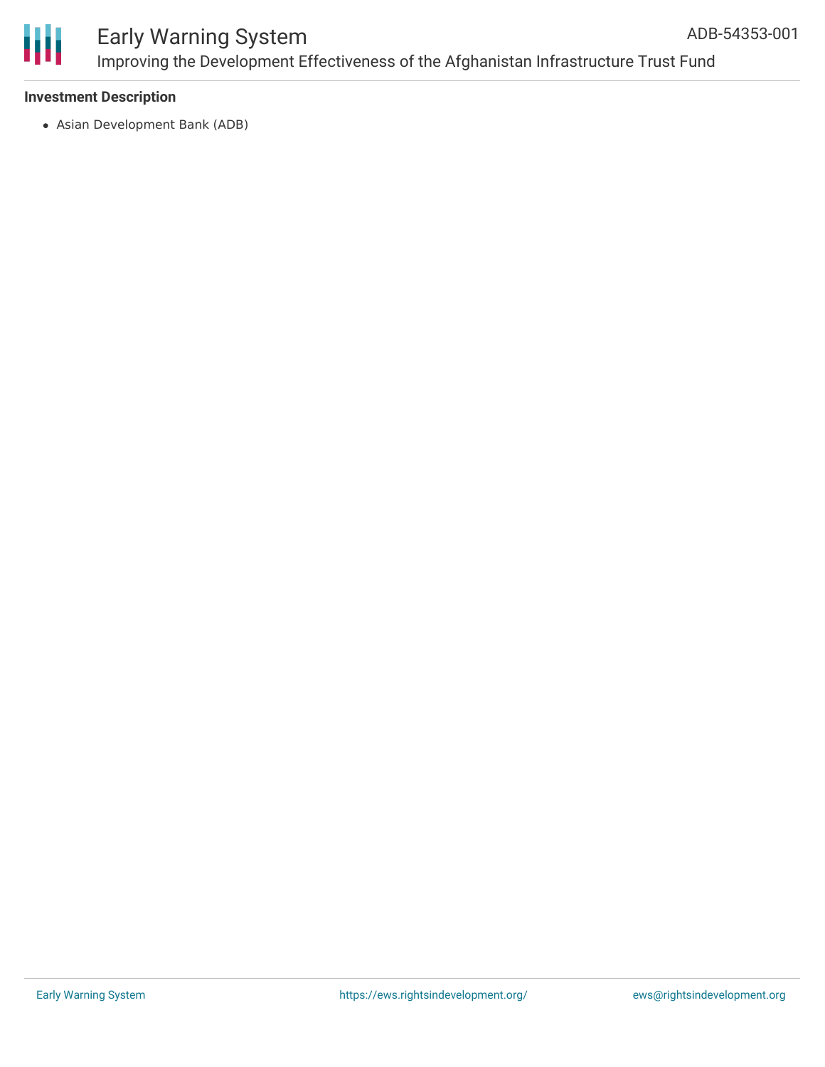### Investment Description

- Asian Development Bank (ADB)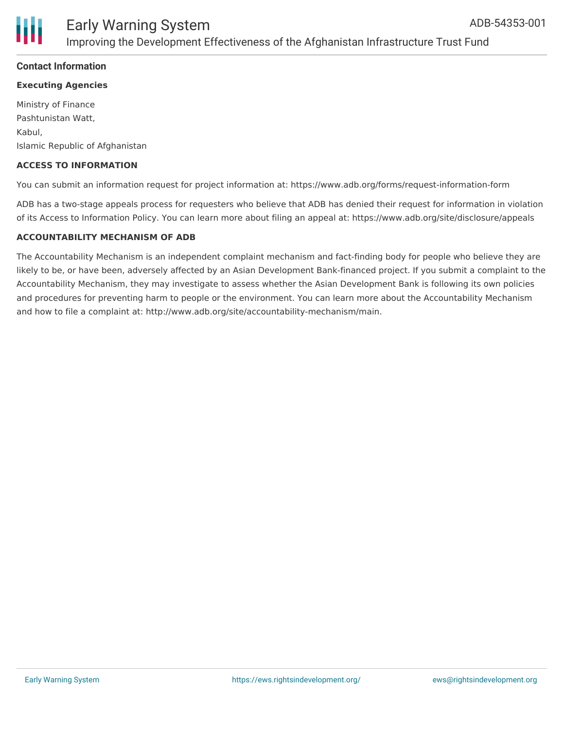## Contact Information

### Executing Agencies

Ministry of Finance
Pashtunistan Watt,
Kabul,
Islamic Republic of Afghanistan

### ACCESS TO INFORMATION

You can submit an information request for project information at: https://www.adb.org/forms/request-information-form

ADB has a two-stage appeals process for requesters who believe that ADB has denied their request for information in violation of its Access to Information Policy. You can learn more about filing an appeal at: https://www.adb.org/site/disclosure/appeals

### ACCOUNTABILITY MECHANISM OF ADB

The Accountability Mechanism is an independent complaint mechanism and fact-finding body for people who believe they are likely to be, or have been, adversely affected by an Asian Development Bank-financed project. If you submit a complaint to the Accountability Mechanism, they may investigate to assess whether the Asian Development Bank is following its own policies and procedures for preventing harm to people or the environment. You can learn more about the Accountability Mechanism and how to file a complaint at: http://www.adb.org/site/accountability-mechanism/main.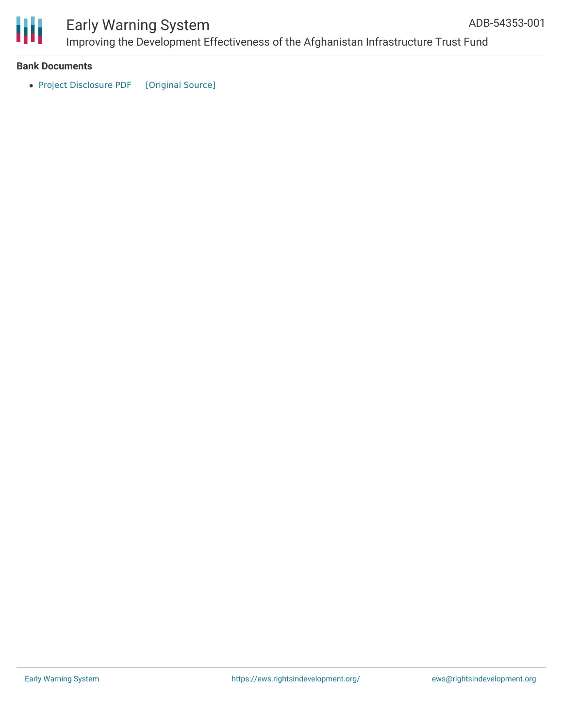**Bank Documents**

- Project Disclosure PDF [Original Source]